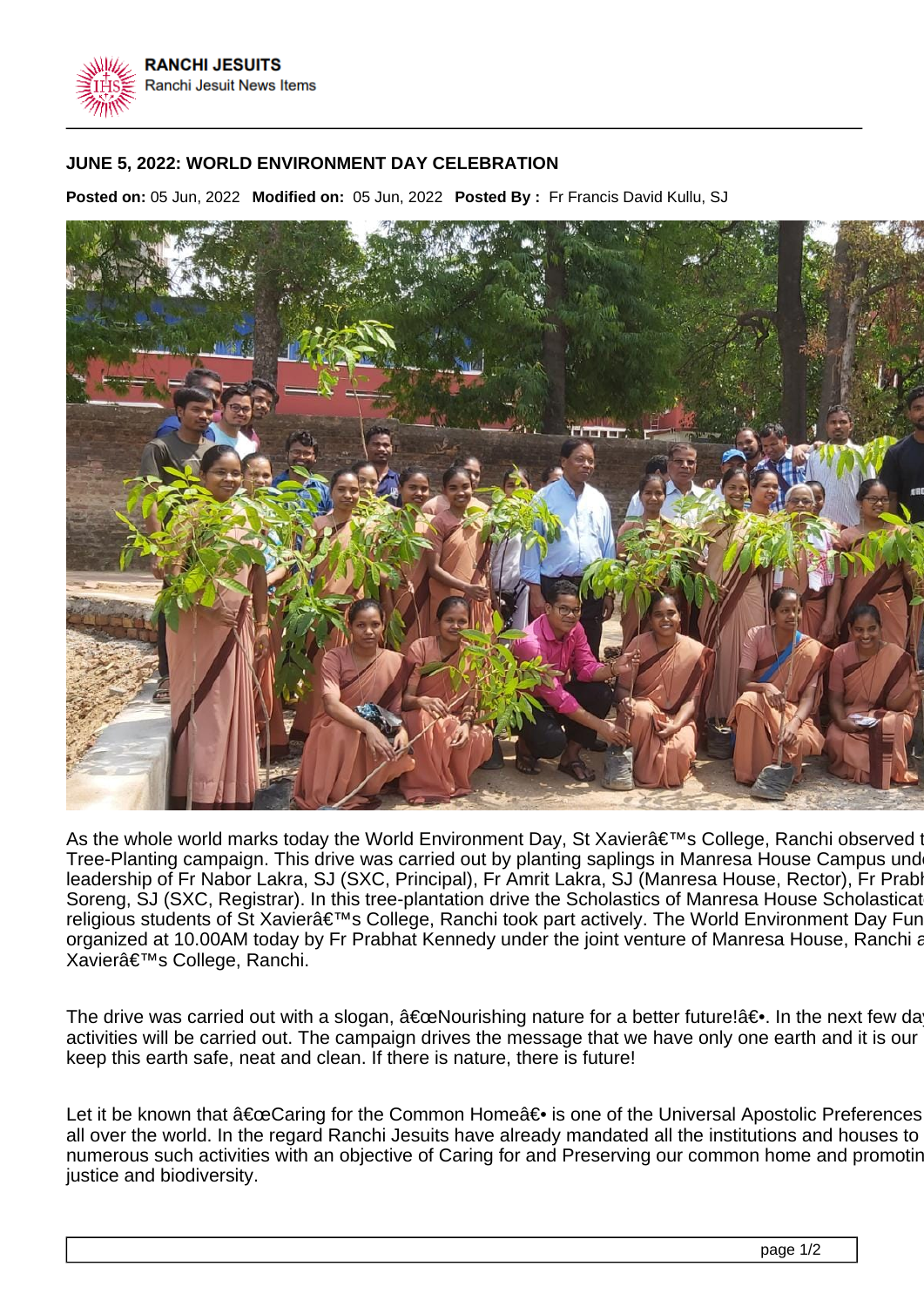**RANCHI JESUITS**
Ranchi Jesuit News Items

## JUNE 5, 2022: WORLD ENVIRONMENT DAY CELEBRATION

**Posted on:** 05 Jun, 2022 **Modified on:** 05 Jun, 2022 **Posted By :** Fr Francis David Kullu, SJ

As the whole world marks today the World Environment Day, St Xavierâ€™s College, Ranchi observed t
Tree-Planting campaign. This drive was carried out by planting saplings in Manresa House Campus und
leadership of Fr Nabor Lakra, SJ (SXC, Principal), Fr Amrit Lakra, SJ (Manresa House, Rector), Fr Prabl
Soreng, SJ (SXC, Registrar). In this tree-plantation drive the Scholastics of Manresa House Scholasticat
religious students of St Xavierâ€™s College, Ranchi took part actively. The World Environment Day Fun
organized at 10.00AM today by Fr Prabhat Kennedy under the joint venture of Manresa House, Ranchi a
Xavierâ€™s College, Ranchi.

The drive was carried out with a slogan, â€œNourishing nature for a better future!â€•. In the next few da
activities will be carried out. The campaign drives the message that we have only one earth and it is our
keep this earth safe, neat and clean. If there is nature, there is future!

Let it be known that â€œCaring for the Common Homeâ€• is one of the Universal Apostolic Preferences
all over the world. In the regard Ranchi Jesuits have already mandated all the institutions and houses to
numerous such activities with an objective of Caring for and Preserving our common home and promotin
justice and biodiversity.